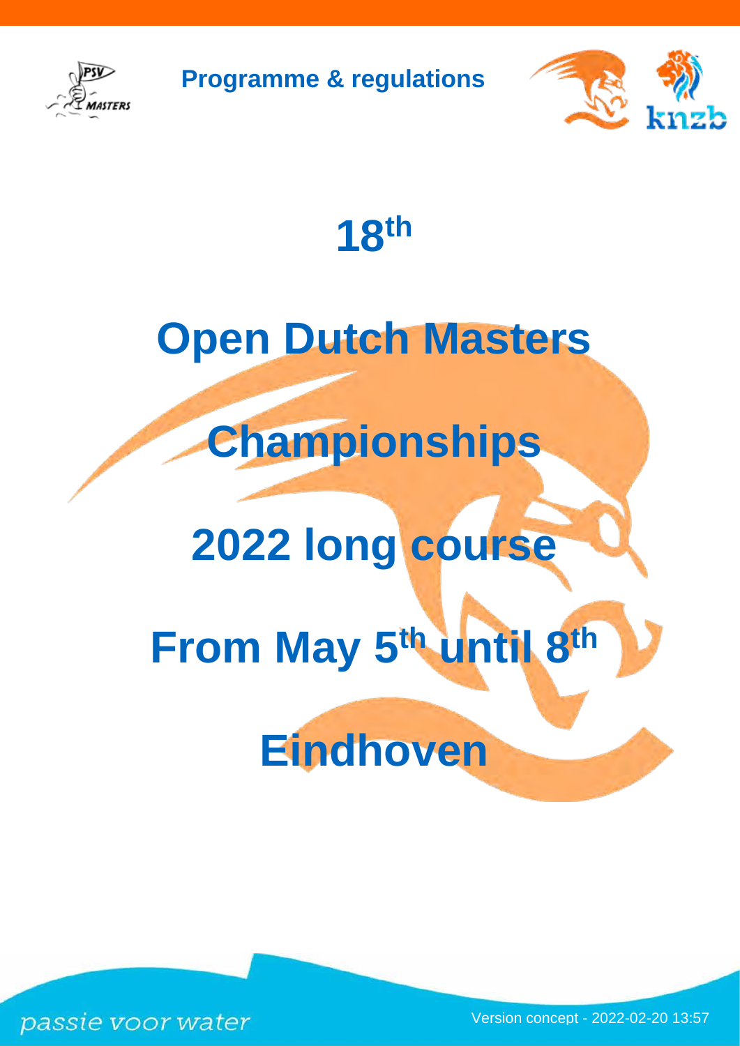**Programme & regulations**

# 18th

# Open Dutch Masters Championships 2022 long course

# From May 5th until 8th

# Eindhoven

passie voor water

Version concept - 2022-02-20 13:57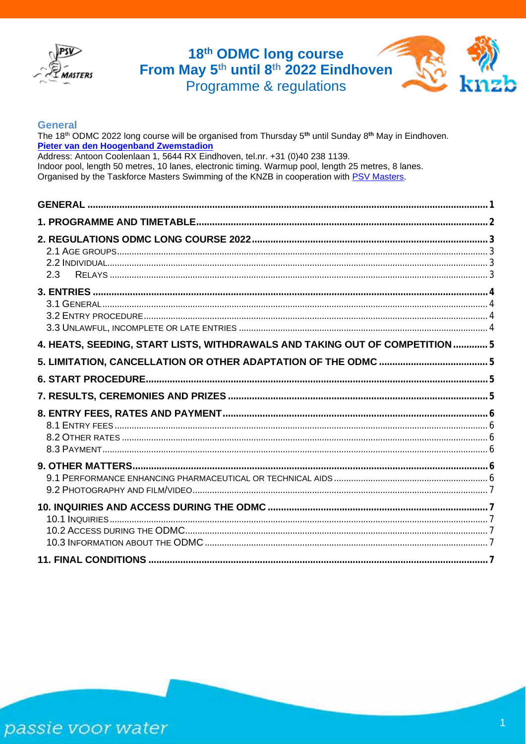# 18th ODMC long course
# From May 5th until 8th 2022 Eindhoven
Programme & regulations

## General

The 18th ODMC 2022 long course will be organised from Thursday 5**th** until Sunday 8**th** May in Eindhoven.
**Pieter van den Hoogenband Zwemstadion**
Address: Antoon Coolenlaan 1, 5644 RX Eindhoven, tel.nr. +31 (0)40 238 1139.
Indoor pool, length 50 metres, 10 lanes, electronic timing. Warmup pool, length 25 metres, 8 lanes.
Organised by the Taskforce Masters Swimming of the KNZB in cooperation with PSV Masters.

| | |
|---|---|
| **GENERAL** | **1** |
| **1. PROGRAMME AND TIMETABLE** | **2** |
| **2. REGULATIONS ODMC LONG COURSE 2022** | **3** |
| 2.1 AGE GROUPS | 3 |
| 2.2 INDIVIDUAL | 3 |
| 2.3 RELAYS | 3 |
| **3. ENTRIES** | **4** |
| 3.1 GENERAL | 4 |
| 3.2 ENTRY PROCEDURE | 4 |
| 3.3 UNLAWFUL, INCOMPLETE OR LATE ENTRIES | 4 |
| **4. HEATS, SEEDING, START LISTS, WITHDRAWALS AND TAKING OUT OF COMPETITION** | **5** |
| **5. LIMITATION, CANCELLATION OR OTHER ADAPTATION OF THE ODMC** | **5** |
| **6. START PROCEDURE** | **5** |
| **7. RESULTS, CEREMONIES AND PRIZES** | **5** |
| **8. ENTRY FEES, RATES AND PAYMENT** | **6** |
| 8.1 ENTRY FEES | 6 |
| 8.2 OTHER RATES | 6 |
| 8.3 PAYMENT | 6 |
| **9. OTHER MATTERS** | **6** |
| 9.1 PERFORMANCE ENHANCING PHARMACEUTICAL OR TECHNICAL AIDS | 6 |
| 9.2 PHOTOGRAPHY AND FILM/VIDEO | 7 |
| **10. INQUIRIES AND ACCESS DURING THE ODMC** | **7** |
| 10.1 INQUIRIES | 7 |
| 10.2 ACCESS DURING THE ODMC | 7 |
| 10.3 INFORMATION ABOUT THE ODMC | 7 |
| **11. FINAL CONDITIONS** | **7** |

passie voor water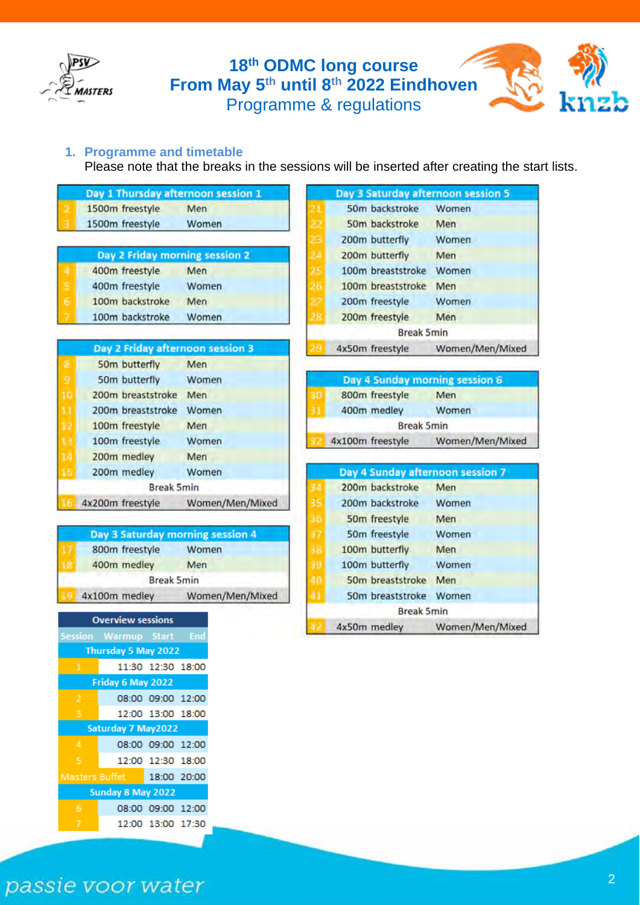# 18th ODMC long course
# From May 5th until 8th 2022 Eindhoven
## Programme & regulations

### 1. Programme and timetable

Please note that the breaks in the sessions will be inserted after creating the start lists.

| Day 1 Thursday afternoon session 1 | | |
|---|---|---|
| 2 | 1500m freestyle | Men |
| 3 | 1500m freestyle | Women |

| Day 2 Friday morning session 2 | | |
|---|---|---|
| 4 | 400m freestyle | Men |
| 5 | 400m freestyle | Women |
| 6 | 100m backstroke | Men |
| 7 | 100m backstroke | Women |

| Day 2 Friday afternoon session 3 | | |
|---|---|---|
| 8 | 50m butterfly | Men |
| 9 | 50m butterfly | Women |
| 10 | 200m breaststroke | Men |
| 11 | 200m breaststroke | Women |
| 12 | 100m freestyle | Men |
| 13 | 100m freestyle | Women |
| 14 | 200m medley | Men |
| 15 | 200m medley | Women |
| | Break 5min | |
| 16 | 4x200m freestyle | Women/Men/Mixed |

| Day 3 Saturday morning session 4 | | |
|---|---|---|
| 17 | 800m freestyle | Women |
| 18 | 400m medley | Men |
| | Break 5min | |
| 19 | 4x100m medley | Women/Men/Mixed |

| Day 3 Saturday afternoon session 5 | | |
|---|---|---|
| 21 | 50m backstroke | Women |
| 22 | 50m backstroke | Men |
| 23 | 200m butterfly | Women |
| 24 | 200m butterfly | Men |
| 25 | 100m breaststroke | Women |
| 26 | 100m breaststroke | Men |
| 27 | 200m freestyle | Women |
| 28 | 200m freestyle | Men |
| | Break 5min | |
| 29 | 4x50m freestyle | Women/Men/Mixed |

| Day 4 Sunday morning session 6 | | |
|---|---|---|
| 30 | 800m freestyle | Men |
| 31 | 400m medley | Women |
| | Break 5min | |
| 32 | 4x100m freestyle | Women/Men/Mixed |

| Day 4 Sunday afternoon session 7 | | |
|---|---|---|
| 34 | 200m backstroke | Men |
| 35 | 200m backstroke | Women |
| 36 | 50m freestyle | Men |
| 37 | 50m freestyle | Women |
| 38 | 100m butterfly | Men |
| 39 | 100m butterfly | Women |
| 40 | 50m breaststroke | Men |
| 41 | 50m breaststroke | Women |
| | Break 5min | |
| 42 | 4x50m medley | Women/Men/Mixed |

| Overview sessions | | | |
|---|---|---|---|
| Session | Warmup | Start | End |
| Thursday 5 May 2022 | | | |
| 1 | 11:30 | 12:30 | 18:00 |
| Friday 6 May 2022 | | | |
| 2 | 08:00 | 09:00 | 12:00 |
| 3 | 12:00 | 13:00 | 18:00 |
| Saturday 7 May2022 | | | |
| 4 | 08:00 | 09:00 | 12:00 |
| 5 | 12:00 | 12:30 | 18:00 |
| Masters Buffet | | 18:00 | 20:00 |
| Sunday 8 May 2022 | | | |
| 6 | 08:00 | 09:00 | 12:00 |
| 7 | 12:00 | 13:00 | 17:30 |

passie voor water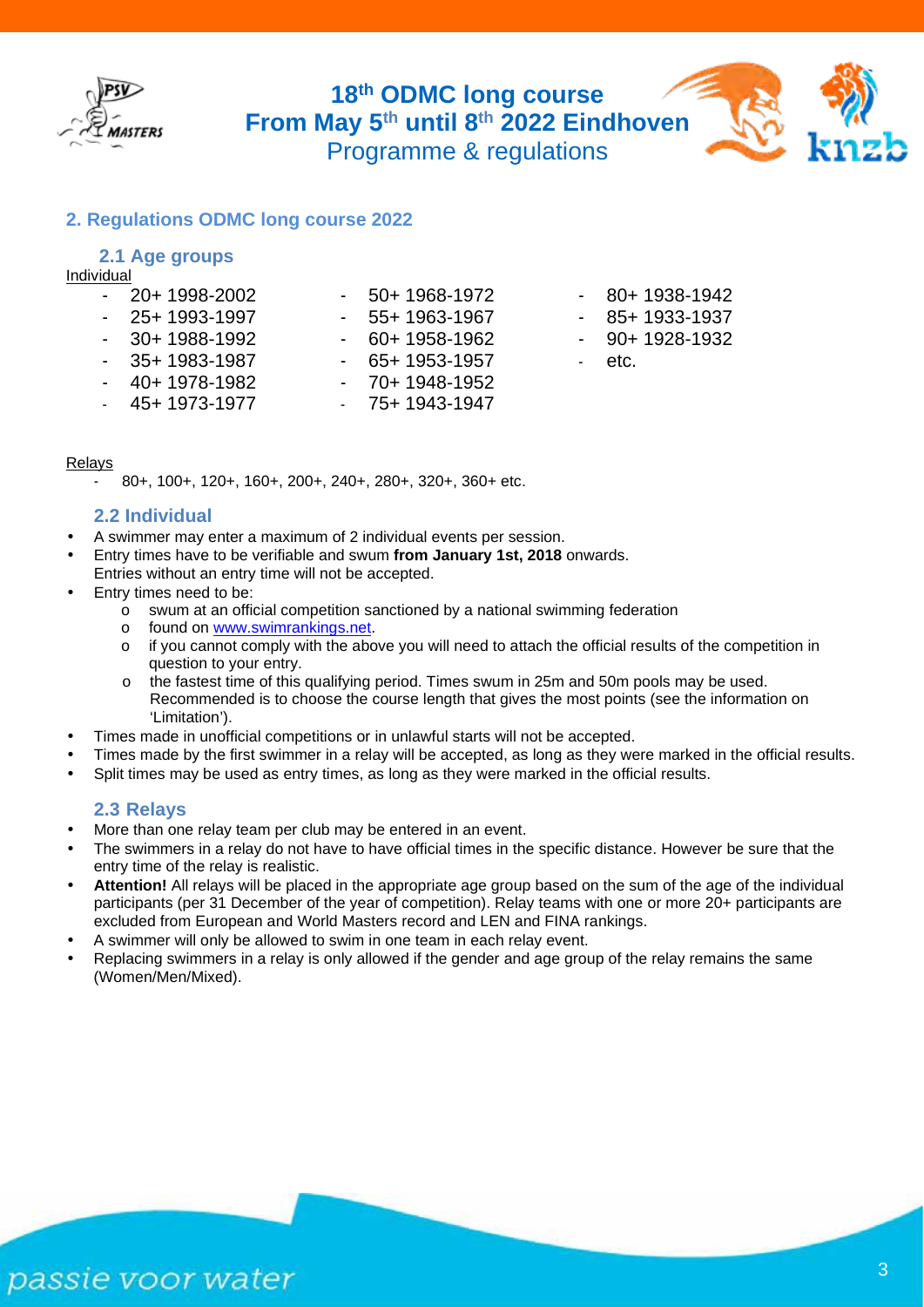# 18th ODMC long course
# From May 5th until 8th 2022 Eindhoven
Programme & regulations

## 2. Regulations ODMC long course 2022

### 2.1 Age groups

Individual

- 20+ 1998-2002
- 25+ 1993-1997
- 30+ 1988-1992
- 35+ 1983-1987
- 40+ 1978-1982
- 45+ 1973-1977
- 50+ 1968-1972
- 55+ 1963-1967
- 60+ 1958-1962
- 65+ 1953-1957
- 70+ 1948-1952
- 75+ 1943-1947
- 80+ 1938-1942
- 85+ 1933-1937
- 90+ 1928-1932
- etc.

Relays

- 80+, 100+, 120+, 160+, 200+, 240+, 280+, 320+, 360+ etc.

### 2.2 Individual

- A swimmer may enter a maximum of 2 individual events per session.
- Entry times have to be verifiable and swum **from January 1st, 2018** onwards.
  Entries without an entry time will not be accepted.
- Entry times need to be:
  - swum at an official competition sanctioned by a national swimming federation
  - found on www.swimrankings.net.
  - if you cannot comply with the above you will need to attach the official results of the competition in question to your entry.
  - the fastest time of this qualifying period. Times swum in 25m and 50m pools may be used. Recommended is to choose the course length that gives the most points (see the information on 'Limitation').
- Times made in unofficial competitions or in unlawful starts will not be accepted.
- Times made by the first swimmer in a relay will be accepted, as long as they were marked in the official results.
- Split times may be used as entry times, as long as they were marked in the official results.

### 2.3 Relays

- More than one relay team per club may be entered in an event.
- The swimmers in a relay do not have to have official times in the specific distance. However be sure that the entry time of the relay is realistic.
- **Attention!** All relays will be placed in the appropriate age group based on the sum of the age of the individual participants (per 31 December of the year of competition). Relay teams with one or more 20+ participants are excluded from European and World Masters record and LEN and FINA rankings.
- A swimmer will only be allowed to swim in one team in each relay event.
- Replacing swimmers in a relay is only allowed if the gender and age group of the relay remains the same (Women/Men/Mixed).

passie voor water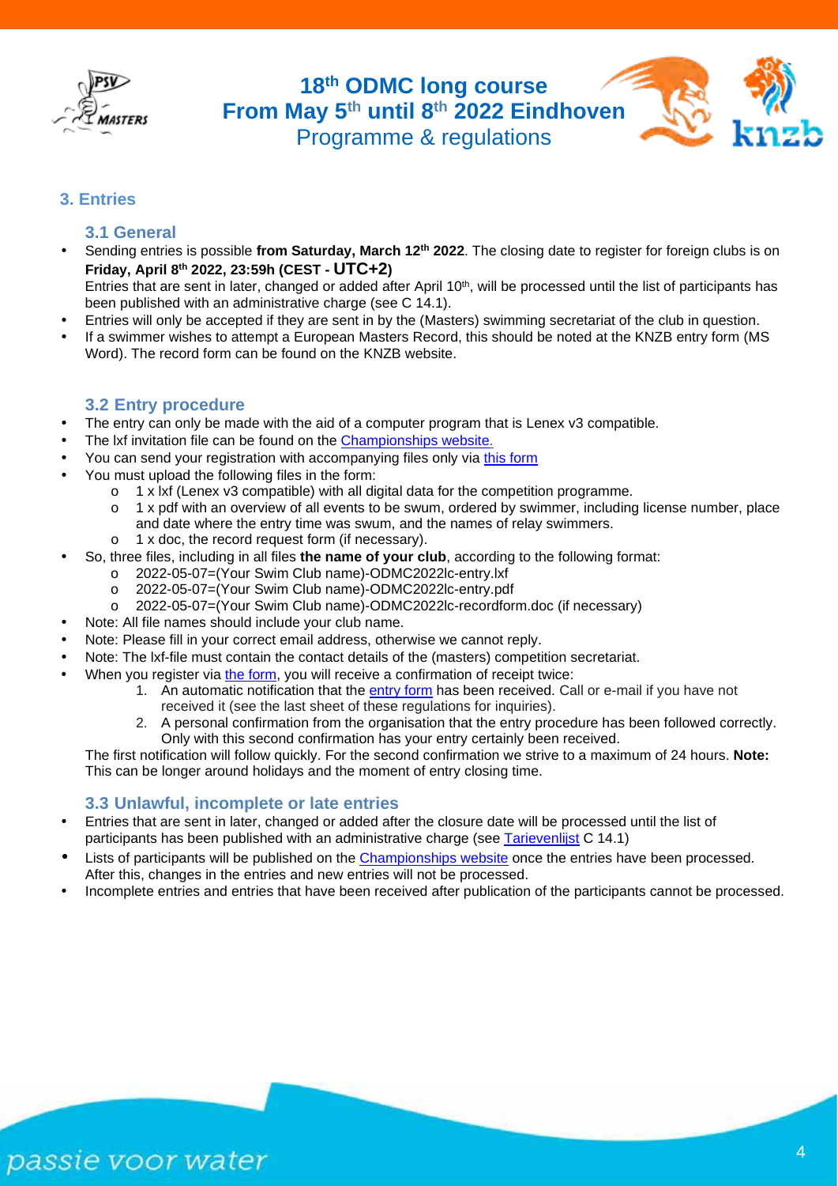## 3. Entries

### 3.1 General

- Sending entries is possible **from Saturday, March 12th 2022**. The closing date to register for foreign clubs is on **Friday, April 8th 2022, 23:59h (CEST - UTC+2)**
  Entries that are sent in later, changed or added after April 10th, will be processed until the list of participants has been published with an administrative charge (see C 14.1).
- Entries will only be accepted if they are sent in by the (Masters) swimming secretariat of the club in question.
- If a swimmer wishes to attempt a European Masters Record, this should be noted at the KNZB entry form (MS Word). The record form can be found on the KNZB website.

### 3.2 Entry procedure

- The entry can only be made with the aid of a computer program that is Lenex v3 compatible.
- The lxf invitation file can be found on the Championships website.
- You can send your registration with accompanying files only via this form
- You must upload the following files in the form:
  - 1 x lxf (Lenex v3 compatible) with all digital data for the competition programme.
  - 1 x pdf with an overview of all events to be swum, ordered by swimmer, including license number, place and date where the entry time was swum, and the names of relay swimmers.
  - 1 x doc, the record request form (if necessary).
- So, three files, including in all files **the name of your club**, according to the following format:
  - 2022-05-07=(Your Swim Club name)-ODMC2022lc-entry.lxf
  - 2022-05-07=(Your Swim Club name)-ODMC2022lc-entry.pdf
  - 2022-05-07=(Your Swim Club name)-ODMC2022lc-recordform.doc (if necessary)
- Note: All file names should include your club name.
- Note: Please fill in your correct email address, otherwise we cannot reply.
- Note: The lxf-file must contain the contact details of the (masters) competition secretariat.
- When you register via the form, you will receive a confirmation of receipt twice:
  1. An automatic notification that the entry form has been received. Call or e-mail if you have not received it (see the last sheet of these regulations for inquiries).
  2. A personal confirmation from the organisation that the entry procedure has been followed correctly. Only with this second confirmation has your entry certainly been received.

  The first notification will follow quickly. For the second confirmation we strive to a maximum of 24 hours. **Note:** This can be longer around holidays and the moment of entry closing time.

### 3.3 Unlawful, incomplete or late entries

- Entries that are sent in later, changed or added after the closure date will be processed until the list of participants has been published with an administrative charge (see Tarievenlijst C 14.1)
- Lists of participants will be published on the Championships website once the entries have been processed. After this, changes in the entries and new entries will not be processed.
- Incomplete entries and entries that have been received after publication of the participants cannot be processed.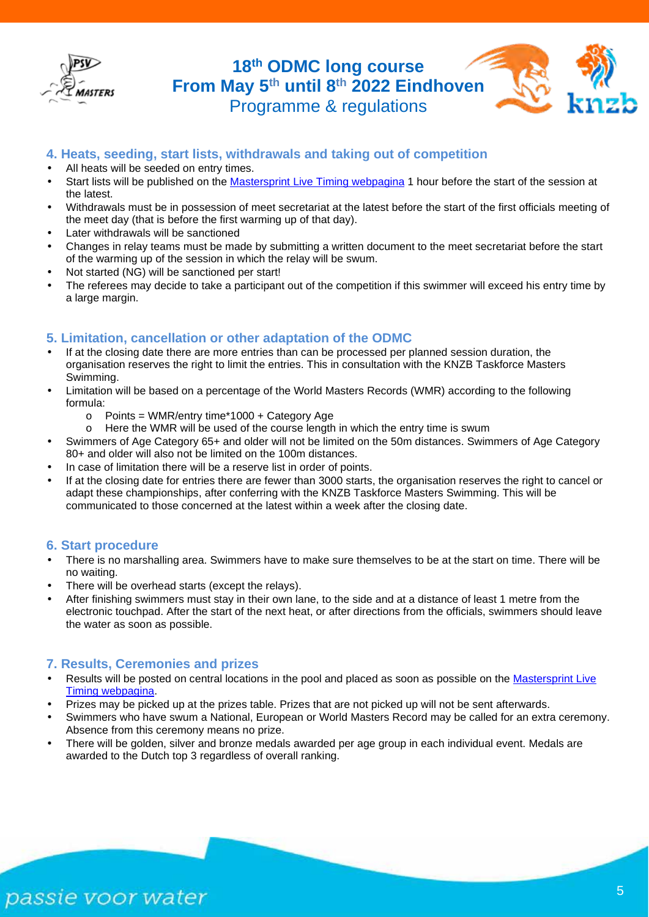## 4. Heats, seeding, start lists, withdrawals and taking out of competition

- All heats will be seeded on entry times.
- Start lists will be published on the [Mastersprint Live Timing webpagina]() 1 hour before the start of the session at the latest.
- Withdrawals must be in possession of meet secretariat at the latest before the start of the first officials meeting of the meet day (that is before the first warming up of that day).
- Later withdrawals will be sanctioned
- Changes in relay teams must be made by submitting a written document to the meet secretariat before the start of the warming up of the session in which the relay will be swum.
- Not started (NG) will be sanctioned per start!
- The referees may decide to take a participant out of the competition if this swimmer will exceed his entry time by a large margin.

## 5. Limitation, cancellation or other adaptation of the ODMC

- If at the closing date there are more entries than can be processed per planned session duration, the organisation reserves the right to limit the entries. This in consultation with the KNZB Taskforce Masters Swimming.
- Limitation will be based on a percentage of the World Masters Records (WMR) according to the following formula:
  - Points = WMR/entry time*1000 + Category Age
  - Here the WMR will be used of the course length in which the entry time is swum
- Swimmers of Age Category 65+ and older will not be limited on the 50m distances. Swimmers of Age Category 80+ and older will also not be limited on the 100m distances.
- In case of limitation there will be a reserve list in order of points.
- If at the closing date for entries there are fewer than 3000 starts, the organisation reserves the right to cancel or adapt these championships, after conferring with the KNZB Taskforce Masters Swimming. This will be communicated to those concerned at the latest within a week after the closing date.

## 6. Start procedure

- There is no marshalling area. Swimmers have to make sure themselves to be at the start on time. There will be no waiting.
- There will be overhead starts (except the relays).
- After finishing swimmers must stay in their own lane, to the side and at a distance of least 1 metre from the electronic touchpad. After the start of the next heat, or after directions from the officials, swimmers should leave the water as soon as possible.

## 7. Results, Ceremonies and prizes

- Results will be posted on central locations in the pool and placed as soon as possible on the [Mastersprint Live Timing webpagina]().
- Prizes may be picked up at the prizes table. Prizes that are not picked up will not be sent afterwards.
- Swimmers who have swum a National, European or World Masters Record may be called for an extra ceremony. Absence from this ceremony means no prize.
- There will be golden, silver and bronze medals awarded per age group in each individual event. Medals are awarded to the Dutch top 3 regardless of overall ranking.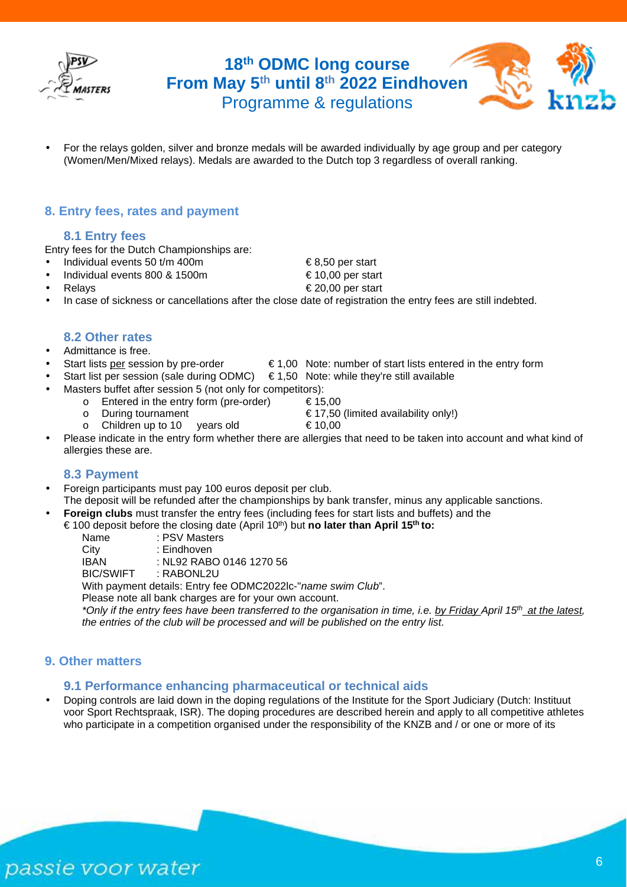- For the relays golden, silver and bronze medals will be awarded individually by age group and per category (Women/Men/Mixed relays). Medals are awarded to the Dutch top 3 regardless of overall ranking.

## 8. Entry fees, rates and payment

### 8.1 Entry fees

Entry fees for the Dutch Championships are:

- Individual events 50 t/m 400m — € 8,50 per start
- Individual events 800 & 1500m — € 10,00 per start
- Relays — € 20,00 per start
- In case of sickness or cancellations after the close date of registration the entry fees are still indebted.

### 8.2 Other rates

- Admittance is free.
- Start lists per session by pre-order — € 1,00 Note: number of start lists entered in the entry form
- Start list per session (sale during ODMC) — € 1,50 Note: while they're still available
- Masters buffet after session 5 (not only for competitors):
  - Entered in the entry form (pre-order) — € 15,00
  - During tournament — € 17,50 (limited availability only!)
  - Children up to 10 years old — € 10,00
- Please indicate in the entry form whether there are allergies that need to be taken into account and what kind of allergies these are.

### 8.3 Payment

- Foreign participants must pay 100 euros deposit per club.
  The deposit will be refunded after the championships by bank transfer, minus any applicable sanctions.
- **Foreign clubs** must transfer the entry fees (including fees for start lists and buffets) and the € 100 deposit before the closing date (April 10th) but **no later than April 15th to:**

  Name : PSV Masters
  City : Eindhoven
  IBAN : NL92 RABO 0146 1270 56
  BIC/SWIFT : RABONL2U

  With payment details: Entry fee ODMC2022lc-"*name swim Club*".
  Please note all bank charges are for your own account.
  *\*Only if the entry fees have been transferred to the organisation in time, i.e. by Friday April 15th at the latest, the entries of the club will be processed and will be published on the entry list.*

## 9. Other matters

### 9.1 Performance enhancing pharmaceutical or technical aids

- Doping controls are laid down in the doping regulations of the Institute for the Sport Judiciary (Dutch: Instituut voor Sport Rechtspraak, ISR). The doping procedures are described herein and apply to all competitive athletes who participate in a competition organised under the responsibility of the KNZB and / or one or more of its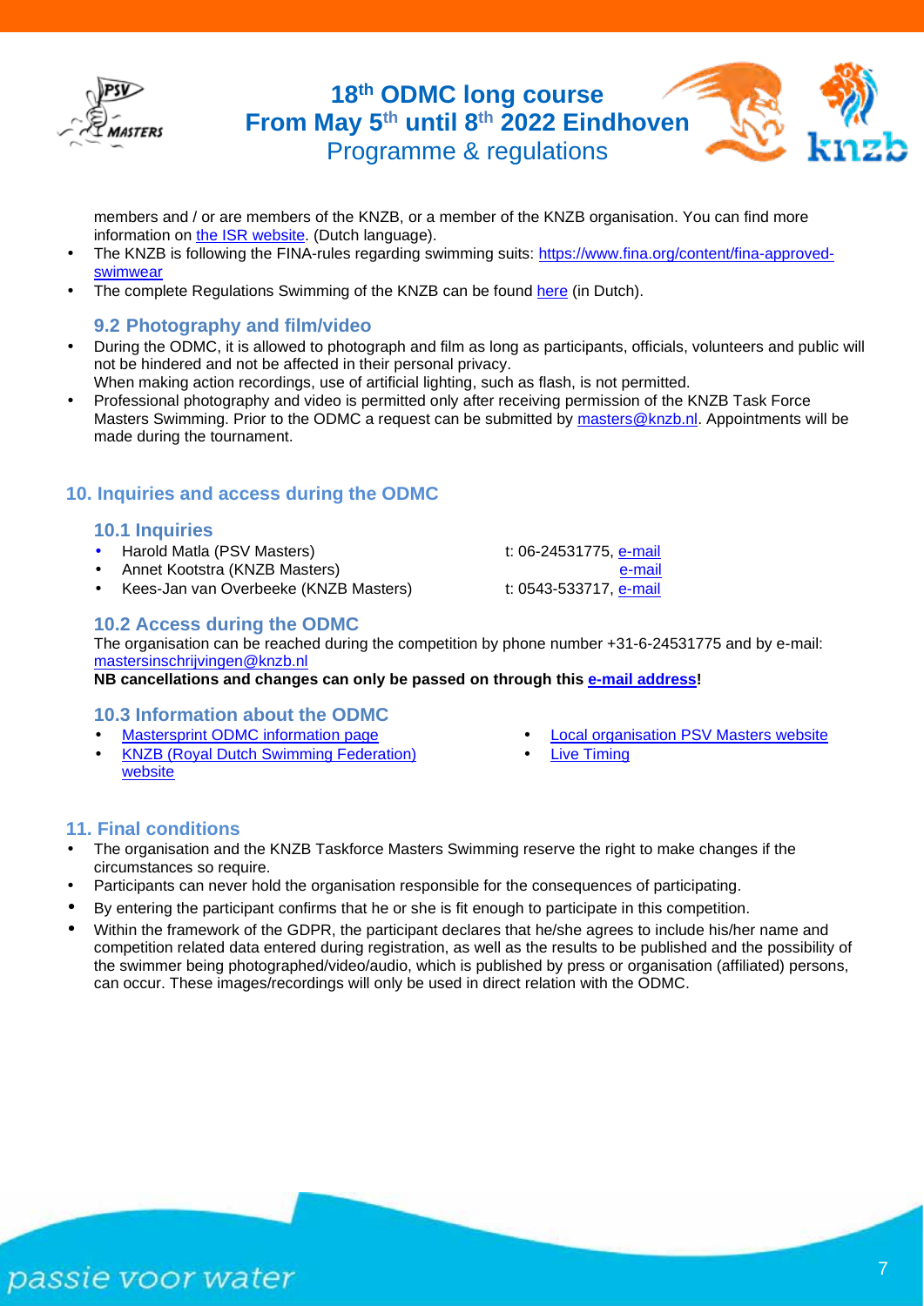members and / or are members of the KNZB, or a member of the KNZB organisation. You can find more information on the ISR website. (Dutch language).

- The KNZB is following the FINA-rules regarding swimming suits: https://www.fina.org/content/fina-approved-swimwear
- The complete Regulations Swimming of the KNZB can be found here (in Dutch).

### 9.2 Photography and film/video

- During the ODMC, it is allowed to photograph and film as long as participants, officials, volunteers and public will not be hindered and not be affected in their personal privacy.
  When making action recordings, use of artificial lighting, such as flash, is not permitted.
- Professional photography and video is permitted only after receiving permission of the KNZB Task Force Masters Swimming. Prior to the ODMC a request can be submitted by masters@knzb.nl. Appointments will be made during the tournament.

## 10. Inquiries and access during the ODMC

### 10.1 Inquiries

- Harold Matla (PSV Masters) t: 06-24531775, e-mail
- Annet Kootstra (KNZB Masters) e-mail
- Kees-Jan van Overbeeke (KNZB Masters) t: 0543-533717, e-mail

### 10.2 Access during the ODMC

The organisation can be reached during the competition by phone number +31-6-24531775 and by e-mail: mastersinschrijvingen@knzb.nl

**NB cancellations and changes can only be passed on through this e-mail address!**

### 10.3 Information about the ODMC

- Mastersprint ODMC information page
- KNZB (Royal Dutch Swimming Federation) website
- Local organisation PSV Masters website
- Live Timing

## 11. Final conditions

- The organisation and the KNZB Taskforce Masters Swimming reserve the right to make changes if the circumstances so require.
- Participants can never hold the organisation responsible for the consequences of participating.
- By entering the participant confirms that he or she is fit enough to participate in this competition.
- Within the framework of the GDPR, the participant declares that he/she agrees to include his/her name and competition related data entered during registration, as well as the results to be published and the possibility of the swimmer being photographed/video/audio, which is published by press or organisation (affiliated) persons, can occur. These images/recordings will only be used in direct relation with the ODMC.